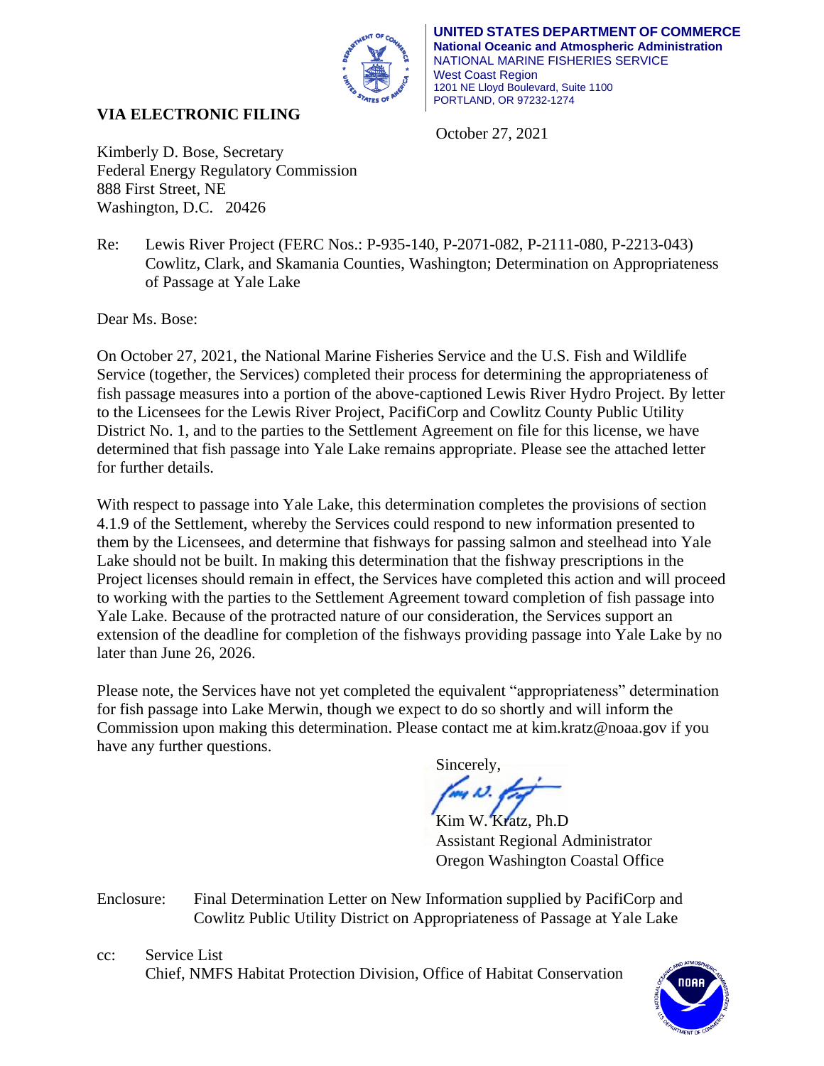**UNITED STATES DEPARTMENT OF COMMERCE**
**National Oceanic and Atmospheric Administration**
NATIONAL MARINE FISHERIES SERVICE
West Coast Region
1201 NE Lloyd Boulevard, Suite 1100
PORTLAND, OR 97232-1274

**VIA ELECTRONIC FILING**

October 27, 2021

Kimberly D. Bose, Secretary
Federal Energy Regulatory Commission
888 First Street, NE
Washington, D.C. 20426

Re: Lewis River Project (FERC Nos.: P-935-140, P-2071-082, P-2111-080, P-2213-043) Cowlitz, Clark, and Skamania Counties, Washington; Determination on Appropriateness of Passage at Yale Lake

Dear Ms. Bose:

On October 27, 2021, the National Marine Fisheries Service and the U.S. Fish and Wildlife Service (together, the Services) completed their process for determining the appropriateness of fish passage measures into a portion of the above-captioned Lewis River Hydro Project. By letter to the Licensees for the Lewis River Project, PacifiCorp and Cowlitz County Public Utility District No. 1, and to the parties to the Settlement Agreement on file for this license, we have determined that fish passage into Yale Lake remains appropriate. Please see the attached letter for further details.

With respect to passage into Yale Lake, this determination completes the provisions of section 4.1.9 of the Settlement, whereby the Services could respond to new information presented to them by the Licensees, and determine that fishways for passing salmon and steelhead into Yale Lake should not be built. In making this determination that the fishway prescriptions in the Project licenses should remain in effect, the Services have completed this action and will proceed to working with the parties to the Settlement Agreement toward completion of fish passage into Yale Lake. Because of the protracted nature of our consideration, the Services support an extension of the deadline for completion of the fishways providing passage into Yale Lake by no later than June 26, 2026.

Please note, the Services have not yet completed the equivalent "appropriateness" determination for fish passage into Lake Merwin, though we expect to do so shortly and will inform the Commission upon making this determination. Please contact me at kim.kratz@noaa.gov if you have any further questions.

Sincerely,

Kim W. Kratz, Ph.D
Assistant Regional Administrator
Oregon Washington Coastal Office

Enclosure: Final Determination Letter on New Information supplied by PacifiCorp and Cowlitz Public Utility District on Appropriateness of Passage at Yale Lake

cc: Service List
Chief, NMFS Habitat Protection Division, Office of Habitat Conservation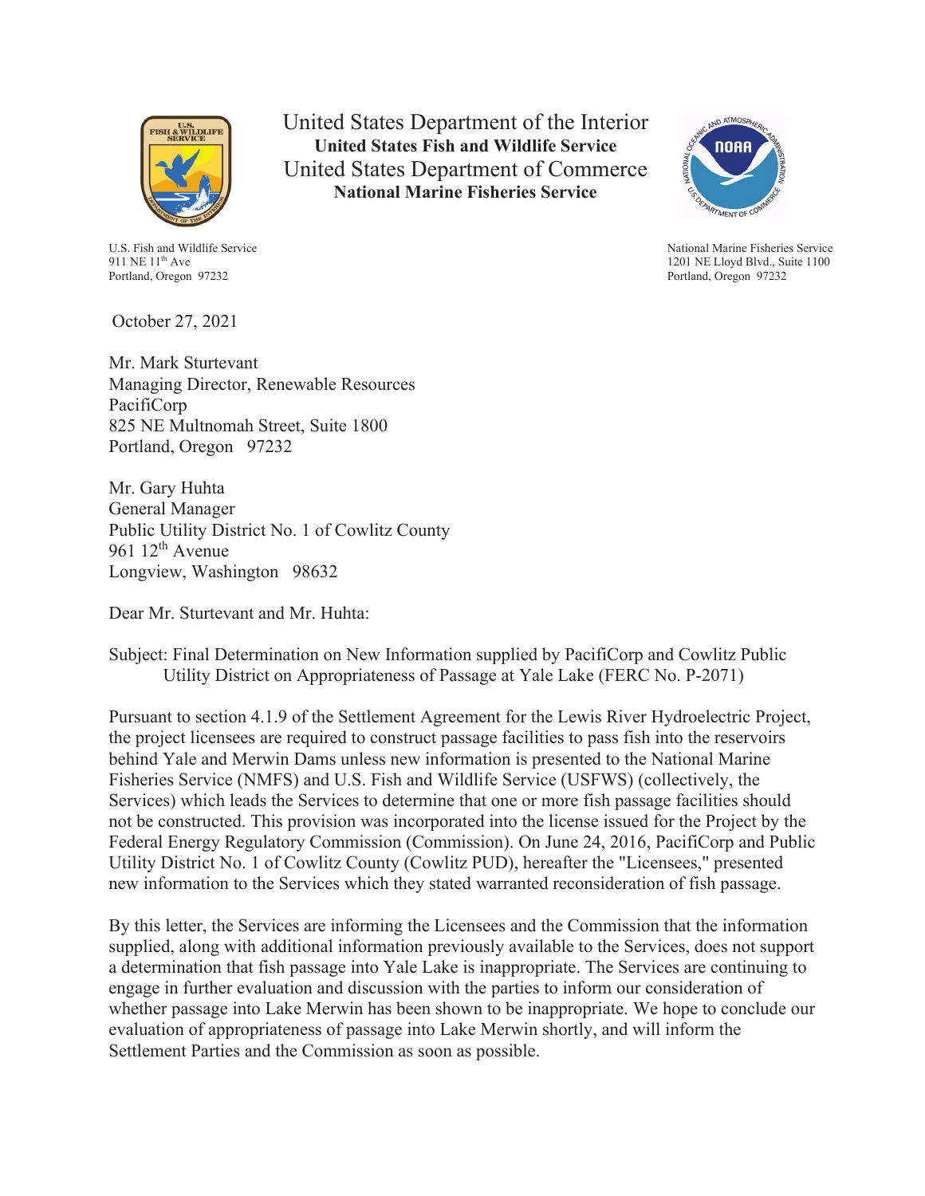United States Department of the Interior
**United States Fish and Wildlife Service**
United States Department of Commerce
**National Marine Fisheries Service**

U.S. Fish and Wildlife Service
911 NE 11th Ave
Portland, Oregon 97232

National Marine Fisheries Service
1201 NE Lloyd Blvd., Suite 1100
Portland, Oregon 97232

October 27, 2021

Mr. Mark Sturtevant
Managing Director, Renewable Resources
PacifiCorp
825 NE Multnomah Street, Suite 1800
Portland, Oregon 97232

Mr. Gary Huhta
General Manager
Public Utility District No. 1 of Cowlitz County
961 12th Avenue
Longview, Washington 98632

Dear Mr. Sturtevant and Mr. Huhta:

Subject: Final Determination on New Information supplied by PacifiCorp and Cowlitz Public Utility District on Appropriateness of Passage at Yale Lake (FERC No. P-2071)

Pursuant to section 4.1.9 of the Settlement Agreement for the Lewis River Hydroelectric Project, the project licensees are required to construct passage facilities to pass fish into the reservoirs behind Yale and Merwin Dams unless new information is presented to the National Marine Fisheries Service (NMFS) and U.S. Fish and Wildlife Service (USFWS) (collectively, the Services) which leads the Services to determine that one or more fish passage facilities should not be constructed. This provision was incorporated into the license issued for the Project by the Federal Energy Regulatory Commission (Commission). On June 24, 2016, PacifiCorp and Public Utility District No. 1 of Cowlitz County (Cowlitz PUD), hereafter the "Licensees," presented new information to the Services which they stated warranted reconsideration of fish passage.

By this letter, the Services are informing the Licensees and the Commission that the information supplied, along with additional information previously available to the Services, does not support a determination that fish passage into Yale Lake is inappropriate. The Services are continuing to engage in further evaluation and discussion with the parties to inform our consideration of whether passage into Lake Merwin has been shown to be inappropriate. We hope to conclude our evaluation of appropriateness of passage into Lake Merwin shortly, and will inform the Settlement Parties and the Commission as soon as possible.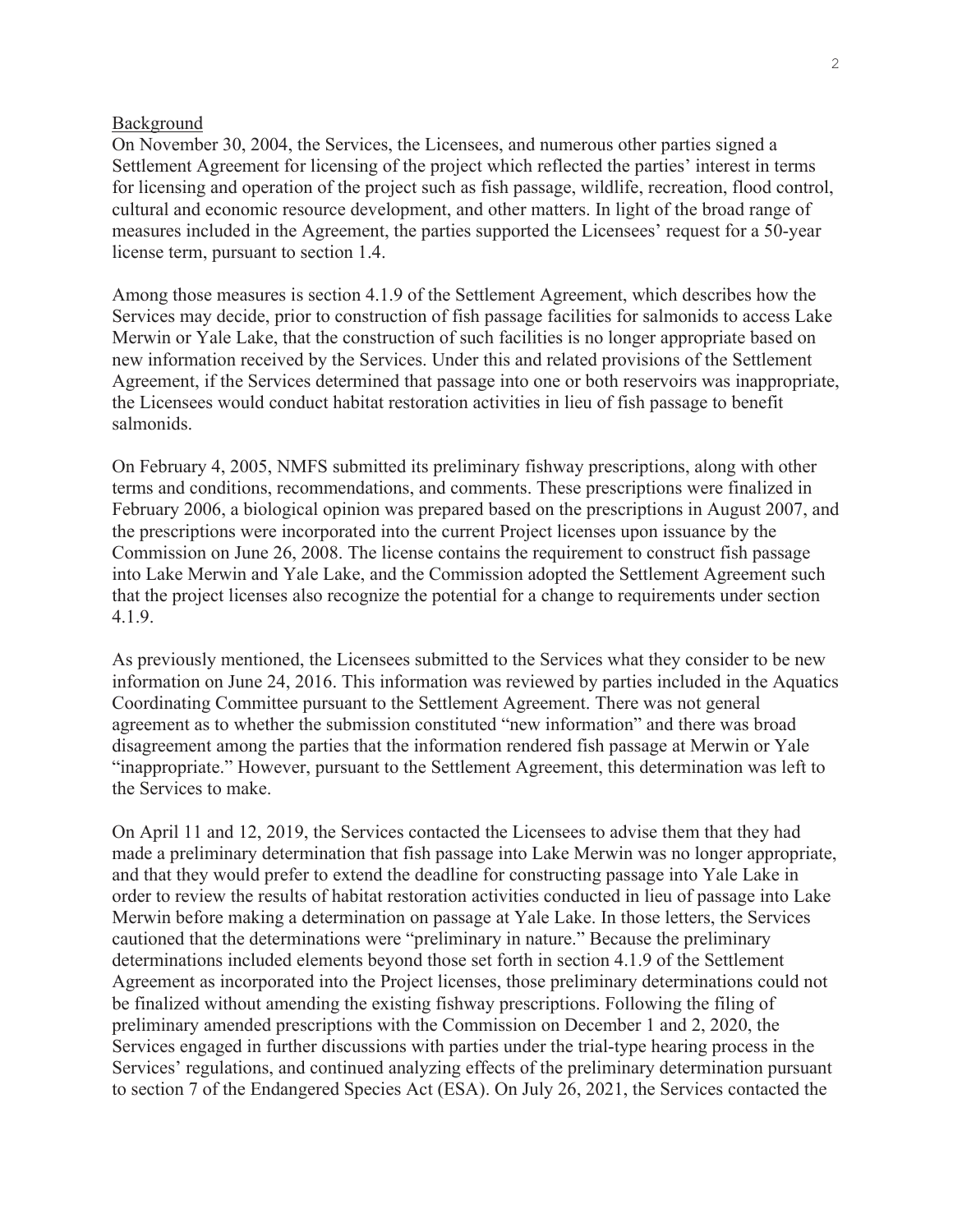Background

On November 30, 2004, the Services, the Licensees, and numerous other parties signed a Settlement Agreement for licensing of the project which reflected the parties' interest in terms for licensing and operation of the project such as fish passage, wildlife, recreation, flood control, cultural and economic resource development, and other matters. In light of the broad range of measures included in the Agreement, the parties supported the Licensees' request for a 50-year license term, pursuant to section 1.4.

Among those measures is section 4.1.9 of the Settlement Agreement, which describes how the Services may decide, prior to construction of fish passage facilities for salmonids to access Lake Merwin or Yale Lake, that the construction of such facilities is no longer appropriate based on new information received by the Services. Under this and related provisions of the Settlement Agreement, if the Services determined that passage into one or both reservoirs was inappropriate, the Licensees would conduct habitat restoration activities in lieu of fish passage to benefit salmonids.

On February 4, 2005, NMFS submitted its preliminary fishway prescriptions, along with other terms and conditions, recommendations, and comments. These prescriptions were finalized in February 2006, a biological opinion was prepared based on the prescriptions in August 2007, and the prescriptions were incorporated into the current Project licenses upon issuance by the Commission on June 26, 2008. The license contains the requirement to construct fish passage into Lake Merwin and Yale Lake, and the Commission adopted the Settlement Agreement such that the project licenses also recognize the potential for a change to requirements under section 4.1.9.

As previously mentioned, the Licensees submitted to the Services what they consider to be new information on June 24, 2016. This information was reviewed by parties included in the Aquatics Coordinating Committee pursuant to the Settlement Agreement. There was not general agreement as to whether the submission constituted "new information" and there was broad disagreement among the parties that the information rendered fish passage at Merwin or Yale "inappropriate." However, pursuant to the Settlement Agreement, this determination was left to the Services to make.

On April 11 and 12, 2019, the Services contacted the Licensees to advise them that they had made a preliminary determination that fish passage into Lake Merwin was no longer appropriate, and that they would prefer to extend the deadline for constructing passage into Yale Lake in order to review the results of habitat restoration activities conducted in lieu of passage into Lake Merwin before making a determination on passage at Yale Lake. In those letters, the Services cautioned that the determinations were "preliminary in nature." Because the preliminary determinations included elements beyond those set forth in section 4.1.9 of the Settlement Agreement as incorporated into the Project licenses, those preliminary determinations could not be finalized without amending the existing fishway prescriptions. Following the filing of preliminary amended prescriptions with the Commission on December 1 and 2, 2020, the Services engaged in further discussions with parties under the trial-type hearing process in the Services' regulations, and continued analyzing effects of the preliminary determination pursuant to section 7 of the Endangered Species Act (ESA). On July 26, 2021, the Services contacted the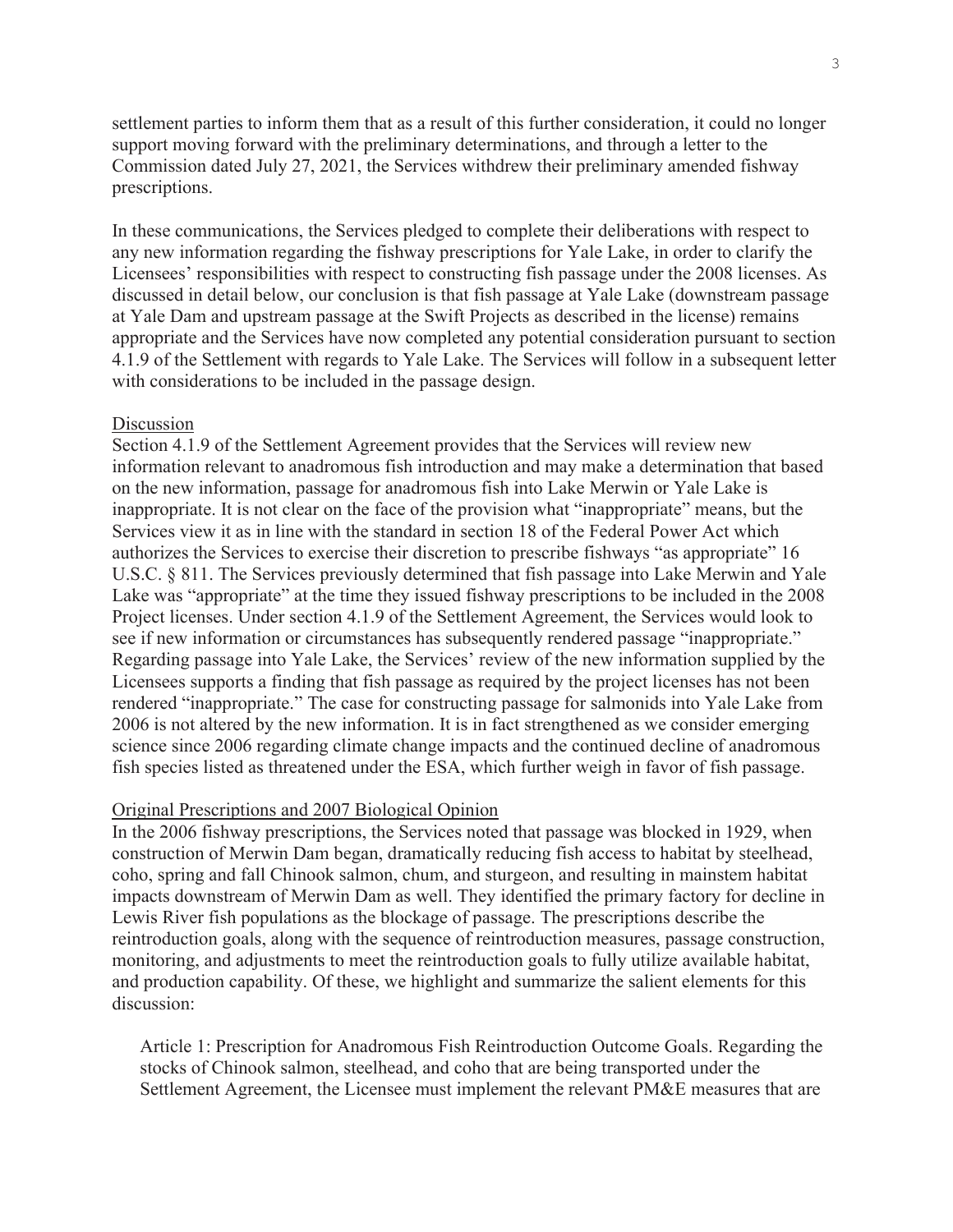settlement parties to inform them that as a result of this further consideration, it could no longer support moving forward with the preliminary determinations, and through a letter to the Commission dated July 27, 2021, the Services withdrew their preliminary amended fishway prescriptions.

In these communications, the Services pledged to complete their deliberations with respect to any new information regarding the fishway prescriptions for Yale Lake, in order to clarify the Licensees' responsibilities with respect to constructing fish passage under the 2008 licenses. As discussed in detail below, our conclusion is that fish passage at Yale Lake (downstream passage at Yale Dam and upstream passage at the Swift Projects as described in the license) remains appropriate and the Services have now completed any potential consideration pursuant to section 4.1.9 of the Settlement with regards to Yale Lake. The Services will follow in a subsequent letter with considerations to be included in the passage design.

Discussion

Section 4.1.9 of the Settlement Agreement provides that the Services will review new information relevant to anadromous fish introduction and may make a determination that based on the new information, passage for anadromous fish into Lake Merwin or Yale Lake is inappropriate. It is not clear on the face of the provision what "inappropriate" means, but the Services view it as in line with the standard in section 18 of the Federal Power Act which authorizes the Services to exercise their discretion to prescribe fishways "as appropriate" 16 U.S.C. § 811. The Services previously determined that fish passage into Lake Merwin and Yale Lake was "appropriate" at the time they issued fishway prescriptions to be included in the 2008 Project licenses. Under section 4.1.9 of the Settlement Agreement, the Services would look to see if new information or circumstances has subsequently rendered passage "inappropriate." Regarding passage into Yale Lake, the Services' review of the new information supplied by the Licensees supports a finding that fish passage as required by the project licenses has not been rendered "inappropriate." The case for constructing passage for salmonids into Yale Lake from 2006 is not altered by the new information. It is in fact strengthened as we consider emerging science since 2006 regarding climate change impacts and the continued decline of anadromous fish species listed as threatened under the ESA, which further weigh in favor of fish passage.

Original Prescriptions and 2007 Biological Opinion

In the 2006 fishway prescriptions, the Services noted that passage was blocked in 1929, when construction of Merwin Dam began, dramatically reducing fish access to habitat by steelhead, coho, spring and fall Chinook salmon, chum, and sturgeon, and resulting in mainstem habitat impacts downstream of Merwin Dam as well. They identified the primary factory for decline in Lewis River fish populations as the blockage of passage. The prescriptions describe the reintroduction goals, along with the sequence of reintroduction measures, passage construction, monitoring, and adjustments to meet the reintroduction goals to fully utilize available habitat, and production capability. Of these, we highlight and summarize the salient elements for this discussion:

> Article 1: Prescription for Anadromous Fish Reintroduction Outcome Goals. Regarding the stocks of Chinook salmon, steelhead, and coho that are being transported under the Settlement Agreement, the Licensee must implement the relevant PM&E measures that are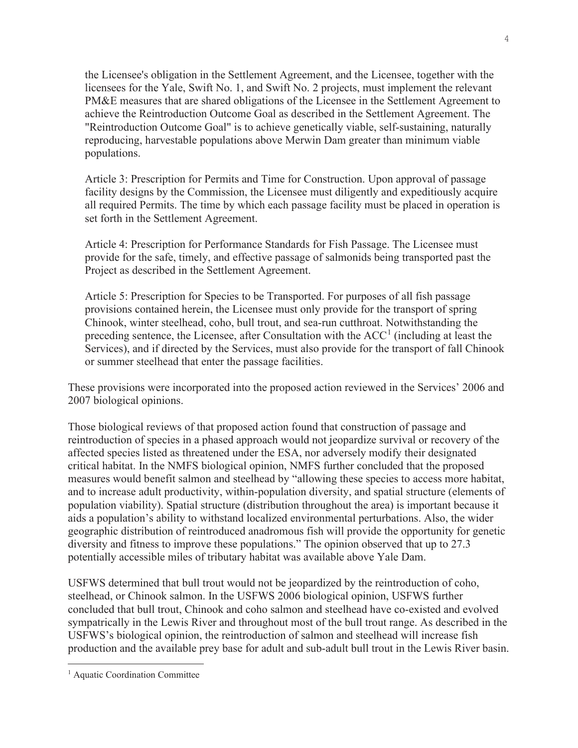the Licensee's obligation in the Settlement Agreement, and the Licensee, together with the licensees for the Yale, Swift No. 1, and Swift No. 2 projects, must implement the relevant PM&E measures that are shared obligations of the Licensee in the Settlement Agreement to achieve the Reintroduction Outcome Goal as described in the Settlement Agreement. The "Reintroduction Outcome Goal" is to achieve genetically viable, self-sustaining, naturally reproducing, harvestable populations above Merwin Dam greater than minimum viable populations.

> Article 3: Prescription for Permits and Time for Construction. Upon approval of passage facility designs by the Commission, the Licensee must diligently and expeditiously acquire all required Permits. The time by which each passage facility must be placed in operation is set forth in the Settlement Agreement.
>
> Article 4: Prescription for Performance Standards for Fish Passage. The Licensee must provide for the safe, timely, and effective passage of salmonids being transported past the Project as described in the Settlement Agreement.
>
> Article 5: Prescription for Species to be Transported. For purposes of all fish passage provisions contained herein, the Licensee must only provide for the transport of spring Chinook, winter steelhead, coho, bull trout, and sea-run cutthroat. Notwithstanding the preceding sentence, the Licensee, after Consultation with the ACC[1] (including at least the Services), and if directed by the Services, must also provide for the transport of fall Chinook or summer steelhead that enter the passage facilities.

These provisions were incorporated into the proposed action reviewed in the Services' 2006 and 2007 biological opinions.

Those biological reviews of that proposed action found that construction of passage and reintroduction of species in a phased approach would not jeopardize survival or recovery of the affected species listed as threatened under the ESA, nor adversely modify their designated critical habitat. In the NMFS biological opinion, NMFS further concluded that the proposed measures would benefit salmon and steelhead by "allowing these species to access more habitat, and to increase adult productivity, within-population diversity, and spatial structure (elements of population viability). Spatial structure (distribution throughout the area) is important because it aids a population's ability to withstand localized environmental perturbations. Also, the wider geographic distribution of reintroduced anadromous fish will provide the opportunity for genetic diversity and fitness to improve these populations." The opinion observed that up to 27.3 potentially accessible miles of tributary habitat was available above Yale Dam.

USFWS determined that bull trout would not be jeopardized by the reintroduction of coho, steelhead, or Chinook salmon. In the USFWS 2006 biological opinion, USFWS further concluded that bull trout, Chinook and coho salmon and steelhead have co-existed and evolved sympatrically in the Lewis River and throughout most of the bull trout range. As described in the USFWS's biological opinion, the reintroduction of salmon and steelhead will increase fish production and the available prey base for adult and sub-adult bull trout in the Lewis River basin.

[1] Aquatic Coordination Committee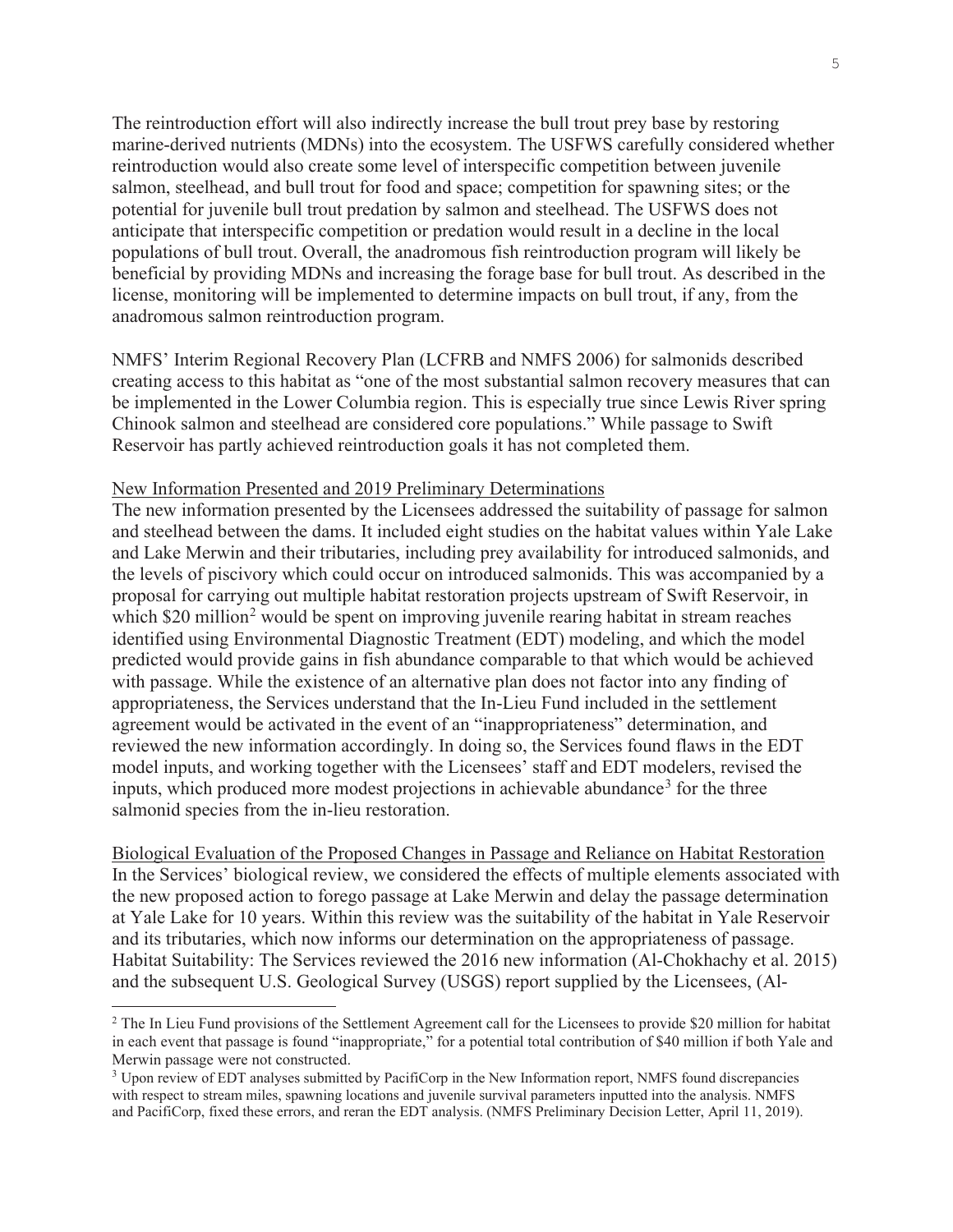The reintroduction effort will also indirectly increase the bull trout prey base by restoring marine-derived nutrients (MDNs) into the ecosystem. The USFWS carefully considered whether reintroduction would also create some level of interspecific competition between juvenile salmon, steelhead, and bull trout for food and space; competition for spawning sites; or the potential for juvenile bull trout predation by salmon and steelhead. The USFWS does not anticipate that interspecific competition or predation would result in a decline in the local populations of bull trout. Overall, the anadromous fish reintroduction program will likely be beneficial by providing MDNs and increasing the forage base for bull trout. As described in the license, monitoring will be implemented to determine impacts on bull trout, if any, from the anadromous salmon reintroduction program.

NMFS' Interim Regional Recovery Plan (LCFRB and NMFS 2006) for salmonids described creating access to this habitat as "one of the most substantial salmon recovery measures that can be implemented in the Lower Columbia region. This is especially true since Lewis River spring Chinook salmon and steelhead are considered core populations." While passage to Swift Reservoir has partly achieved reintroduction goals it has not completed them.

<u>New Information Presented and 2019 Preliminary Determinations</u>

The new information presented by the Licensees addressed the suitability of passage for salmon and steelhead between the dams. It included eight studies on the habitat values within Yale Lake and Lake Merwin and their tributaries, including prey availability for introduced salmonids, and the levels of piscivory which could occur on introduced salmonids. This was accompanied by a proposal for carrying out multiple habitat restoration projects upstream of Swift Reservoir, in which $20 million[2] would be spent on improving juvenile rearing habitat in stream reaches identified using Environmental Diagnostic Treatment (EDT) modeling, and which the model predicted would provide gains in fish abundance comparable to that which would be achieved with passage. While the existence of an alternative plan does not factor into any finding of appropriateness, the Services understand that the In-Lieu Fund included in the settlement agreement would be activated in the event of an "inappropriateness" determination, and reviewed the new information accordingly. In doing so, the Services found flaws in the EDT model inputs, and working together with the Licensees' staff and EDT modelers, revised the inputs, which produced more modest projections in achievable abundance[3] for the three salmonid species from the in-lieu restoration.

<u>Biological Evaluation of the Proposed Changes in Passage and Reliance on Habitat Restoration</u>

In the Services' biological review, we considered the effects of multiple elements associated with the new proposed action to forego passage at Lake Merwin and delay the passage determination at Yale Lake for 10 years. Within this review was the suitability of the habitat in Yale Reservoir and its tributaries, which now informs our determination on the appropriateness of passage. Habitat Suitability: The Services reviewed the 2016 new information (Al-Chokhachy et al. 2015) and the subsequent U.S. Geological Survey (USGS) report supplied by the Licensees, (Al-

[2] The In Lieu Fund provisions of the Settlement Agreement call for the Licensees to provide $20 million for habitat in each event that passage is found "inappropriate," for a potential total contribution of $40 million if both Yale and Merwin passage were not constructed.

[3] Upon review of EDT analyses submitted by PacifiCorp in the New Information report, NMFS found discrepancies with respect to stream miles, spawning locations and juvenile survival parameters inputted into the analysis. NMFS and PacifiCorp, fixed these errors, and reran the EDT analysis. (NMFS Preliminary Decision Letter, April 11, 2019).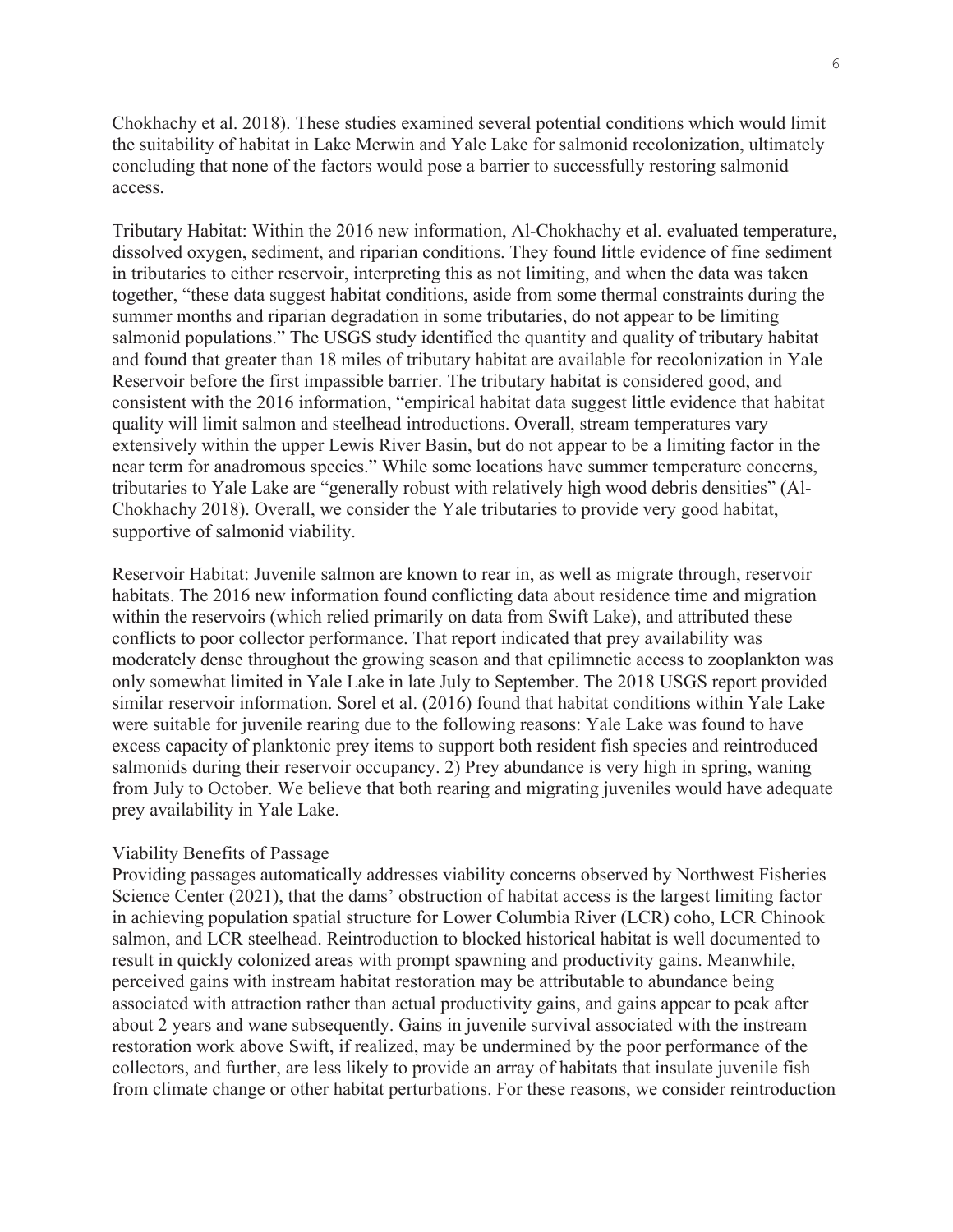Chokhachy et al. 2018). These studies examined several potential conditions which would limit the suitability of habitat in Lake Merwin and Yale Lake for salmonid recolonization, ultimately concluding that none of the factors would pose a barrier to successfully restoring salmonid access.

Tributary Habitat: Within the 2016 new information, Al-Chokhachy et al. evaluated temperature, dissolved oxygen, sediment, and riparian conditions. They found little evidence of fine sediment in tributaries to either reservoir, interpreting this as not limiting, and when the data was taken together, "these data suggest habitat conditions, aside from some thermal constraints during the summer months and riparian degradation in some tributaries, do not appear to be limiting salmonid populations." The USGS study identified the quantity and quality of tributary habitat and found that greater than 18 miles of tributary habitat are available for recolonization in Yale Reservoir before the first impassible barrier. The tributary habitat is considered good, and consistent with the 2016 information, "empirical habitat data suggest little evidence that habitat quality will limit salmon and steelhead introductions. Overall, stream temperatures vary extensively within the upper Lewis River Basin, but do not appear to be a limiting factor in the near term for anadromous species." While some locations have summer temperature concerns, tributaries to Yale Lake are "generally robust with relatively high wood debris densities" (Al-Chokhachy 2018). Overall, we consider the Yale tributaries to provide very good habitat, supportive of salmonid viability.

Reservoir Habitat: Juvenile salmon are known to rear in, as well as migrate through, reservoir habitats. The 2016 new information found conflicting data about residence time and migration within the reservoirs (which relied primarily on data from Swift Lake), and attributed these conflicts to poor collector performance. That report indicated that prey availability was moderately dense throughout the growing season and that epilimnetic access to zooplankton was only somewhat limited in Yale Lake in late July to September. The 2018 USGS report provided similar reservoir information. Sorel et al. (2016) found that habitat conditions within Yale Lake were suitable for juvenile rearing due to the following reasons: Yale Lake was found to have excess capacity of planktonic prey items to support both resident fish species and reintroduced salmonids during their reservoir occupancy. 2) Prey abundance is very high in spring, waning from July to October. We believe that both rearing and migrating juveniles would have adequate prey availability in Yale Lake.

<u>Viability Benefits of Passage</u>

Providing passages automatically addresses viability concerns observed by Northwest Fisheries Science Center (2021), that the dams' obstruction of habitat access is the largest limiting factor in achieving population spatial structure for Lower Columbia River (LCR) coho, LCR Chinook salmon, and LCR steelhead. Reintroduction to blocked historical habitat is well documented to result in quickly colonized areas with prompt spawning and productivity gains. Meanwhile, perceived gains with instream habitat restoration may be attributable to abundance being associated with attraction rather than actual productivity gains, and gains appear to peak after about 2 years and wane subsequently. Gains in juvenile survival associated with the instream restoration work above Swift, if realized, may be undermined by the poor performance of the collectors, and further, are less likely to provide an array of habitats that insulate juvenile fish from climate change or other habitat perturbations. For these reasons, we consider reintroduction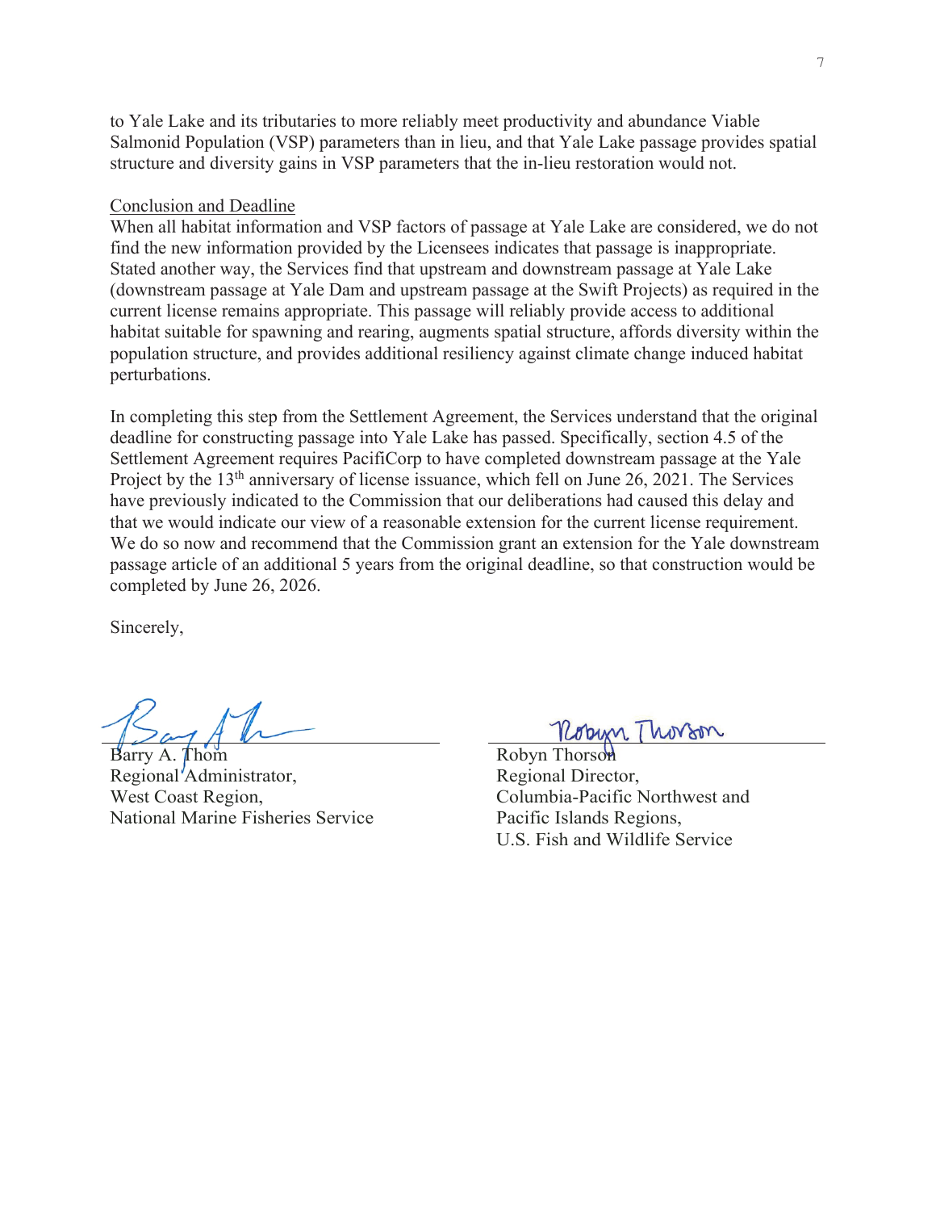to Yale Lake and its tributaries to more reliably meet productivity and abundance Viable Salmonid Population (VSP) parameters than in lieu, and that Yale Lake passage provides spatial structure and diversity gains in VSP parameters that the in-lieu restoration would not.

Conclusion and Deadline

When all habitat information and VSP factors of passage at Yale Lake are considered, we do not find the new information provided by the Licensees indicates that passage is inappropriate. Stated another way, the Services find that upstream and downstream passage at Yale Lake (downstream passage at Yale Dam and upstream passage at the Swift Projects) as required in the current license remains appropriate. This passage will reliably provide access to additional habitat suitable for spawning and rearing, augments spatial structure, affords diversity within the population structure, and provides additional resiliency against climate change induced habitat perturbations.

In completing this step from the Settlement Agreement, the Services understand that the original deadline for constructing passage into Yale Lake has passed. Specifically, section 4.5 of the Settlement Agreement requires PacifiCorp to have completed downstream passage at the Yale Project by the 13th anniversary of license issuance, which fell on June 26, 2021. The Services have previously indicated to the Commission that our deliberations had caused this delay and that we would indicate our view of a reasonable extension for the current license requirement. We do so now and recommend that the Commission grant an extension for the Yale downstream passage article of an additional 5 years from the original deadline, so that construction would be completed by June 26, 2026.

Sincerely,

Barry A. Thom
Regional Administrator,
West Coast Region,
National Marine Fisheries Service

Robyn Thorson
Regional Director,
Columbia-Pacific Northwest and
Pacific Islands Regions,
U.S. Fish and Wildlife Service